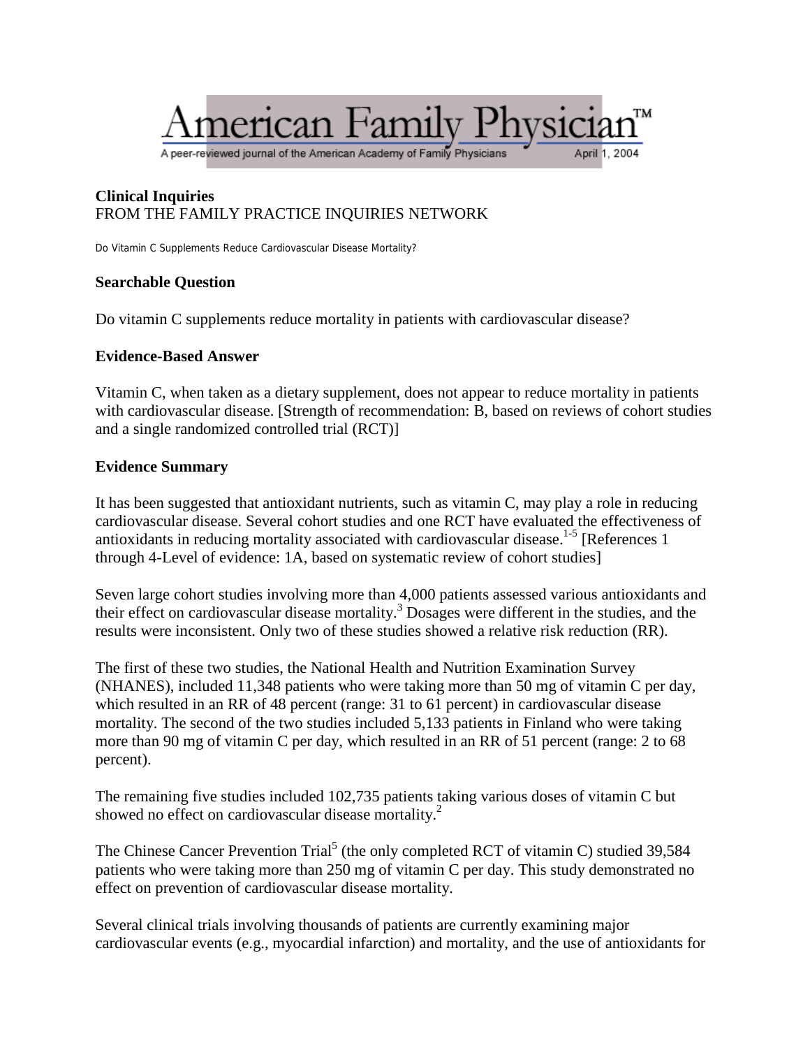# American Family Physician™

A peer-reviewed journal of the American Academy of Family Physicians    April 1, 2004

**Clinical Inquiries**
FROM THE FAMILY PRACTICE INQUIRIES NETWORK

Do Vitamin C Supplements Reduce Cardiovascular Disease Mortality?

### Searchable Question

Do vitamin C supplements reduce mortality in patients with cardiovascular disease?

### Evidence-Based Answer

Vitamin C, when taken as a dietary supplement, does not appear to reduce mortality in patients with cardiovascular disease. [Strength of recommendation: B, based on reviews of cohort studies and a single randomized controlled trial (RCT)]

### Evidence Summary

It has been suggested that antioxidant nutrients, such as vitamin C, may play a role in reducing cardiovascular disease. Several cohort studies and one RCT have evaluated the effectiveness of antioxidants in reducing mortality associated with cardiovascular disease.[1-5] [References 1 through 4-Level of evidence: 1A, based on systematic review of cohort studies]

Seven large cohort studies involving more than 4,000 patients assessed various antioxidants and their effect on cardiovascular disease mortality.[3] Dosages were different in the studies, and the results were inconsistent. Only two of these studies showed a relative risk reduction (RR).

The first of these two studies, the National Health and Nutrition Examination Survey (NHANES), included 11,348 patients who were taking more than 50 mg of vitamin C per day, which resulted in an RR of 48 percent (range: 31 to 61 percent) in cardiovascular disease mortality. The second of the two studies included 5,133 patients in Finland who were taking more than 90 mg of vitamin C per day, which resulted in an RR of 51 percent (range: 2 to 68 percent).

The remaining five studies included 102,735 patients taking various doses of vitamin C but showed no effect on cardiovascular disease mortality.[2]

The Chinese Cancer Prevention Trial[5] (the only completed RCT of vitamin C) studied 39,584 patients who were taking more than 250 mg of vitamin C per day. This study demonstrated no effect on prevention of cardiovascular disease mortality.

Several clinical trials involving thousands of patients are currently examining major cardiovascular events (e.g., myocardial infarction) and mortality, and the use of antioxidants for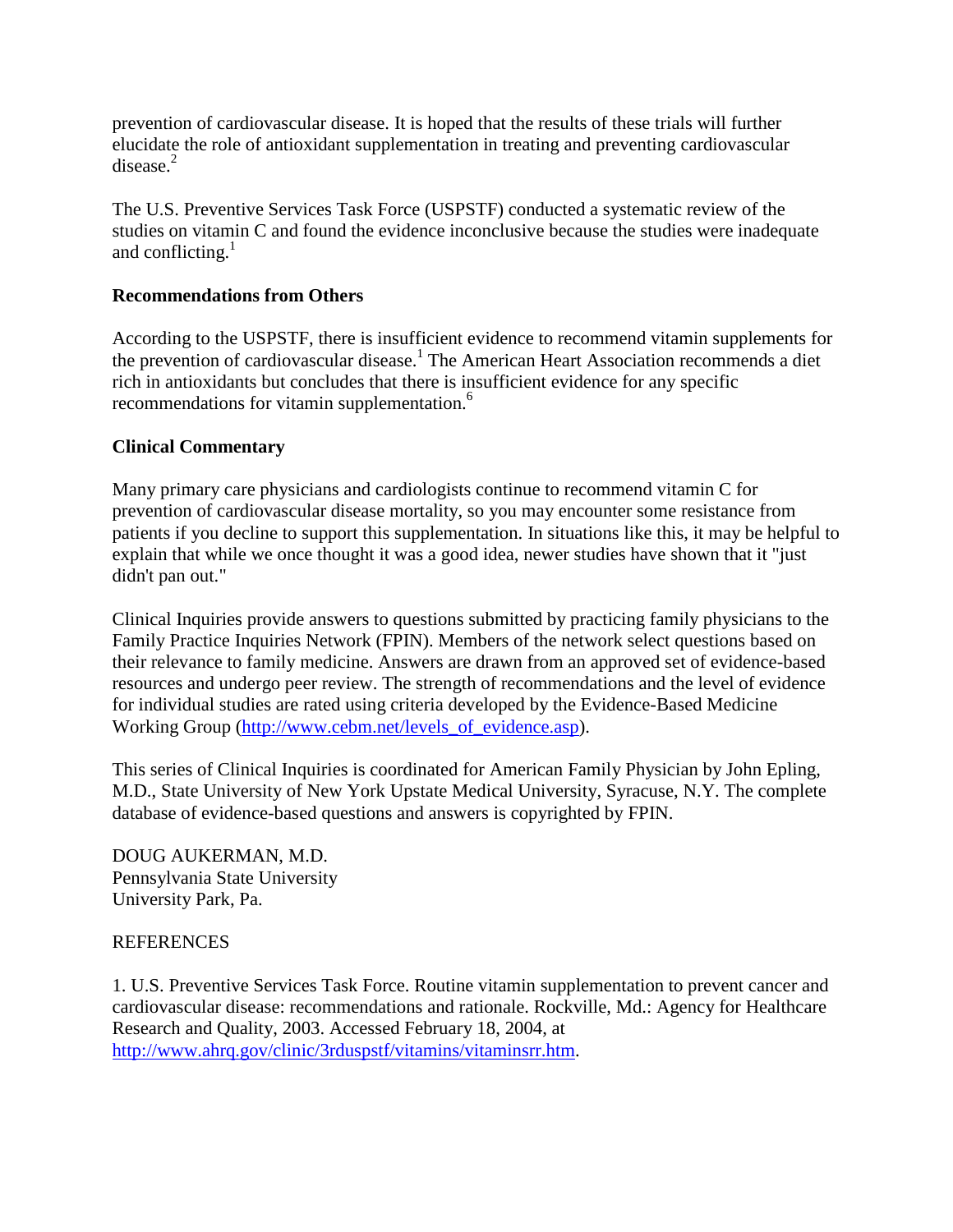prevention of cardiovascular disease. It is hoped that the results of these trials will further elucidate the role of antioxidant supplementation in treating and preventing cardiovascular disease.[2]

The U.S. Preventive Services Task Force (USPSTF) conducted a systematic review of the studies on vitamin C and found the evidence inconclusive because the studies were inadequate and conflicting.[1]

**Recommendations from Others**

According to the USPSTF, there is insufficient evidence to recommend vitamin supplements for the prevention of cardiovascular disease.[1] The American Heart Association recommends a diet rich in antioxidants but concludes that there is insufficient evidence for any specific recommendations for vitamin supplementation.[6]

**Clinical Commentary**

Many primary care physicians and cardiologists continue to recommend vitamin C for prevention of cardiovascular disease mortality, so you may encounter some resistance from patients if you decline to support this supplementation. In situations like this, it may be helpful to explain that while we once thought it was a good idea, newer studies have shown that it "just didn't pan out."

Clinical Inquiries provide answers to questions submitted by practicing family physicians to the Family Practice Inquiries Network (FPIN). Members of the network select questions based on their relevance to family medicine. Answers are drawn from an approved set of evidence-based resources and undergo peer review. The strength of recommendations and the level of evidence for individual studies are rated using criteria developed by the Evidence-Based Medicine Working Group (http://www.cebm.net/levels_of_evidence.asp).

This series of Clinical Inquiries is coordinated for American Family Physician by John Epling, M.D., State University of New York Upstate Medical University, Syracuse, N.Y. The complete database of evidence-based questions and answers is copyrighted by FPIN.

DOUG AUKERMAN, M.D.
Pennsylvania State University
University Park, Pa.

REFERENCES

1. U.S. Preventive Services Task Force. Routine vitamin supplementation to prevent cancer and cardiovascular disease: recommendations and rationale. Rockville, Md.: Agency for Healthcare Research and Quality, 2003. Accessed February 18, 2004, at http://www.ahrq.gov/clinic/3rduspstf/vitamins/vitaminsrr.htm.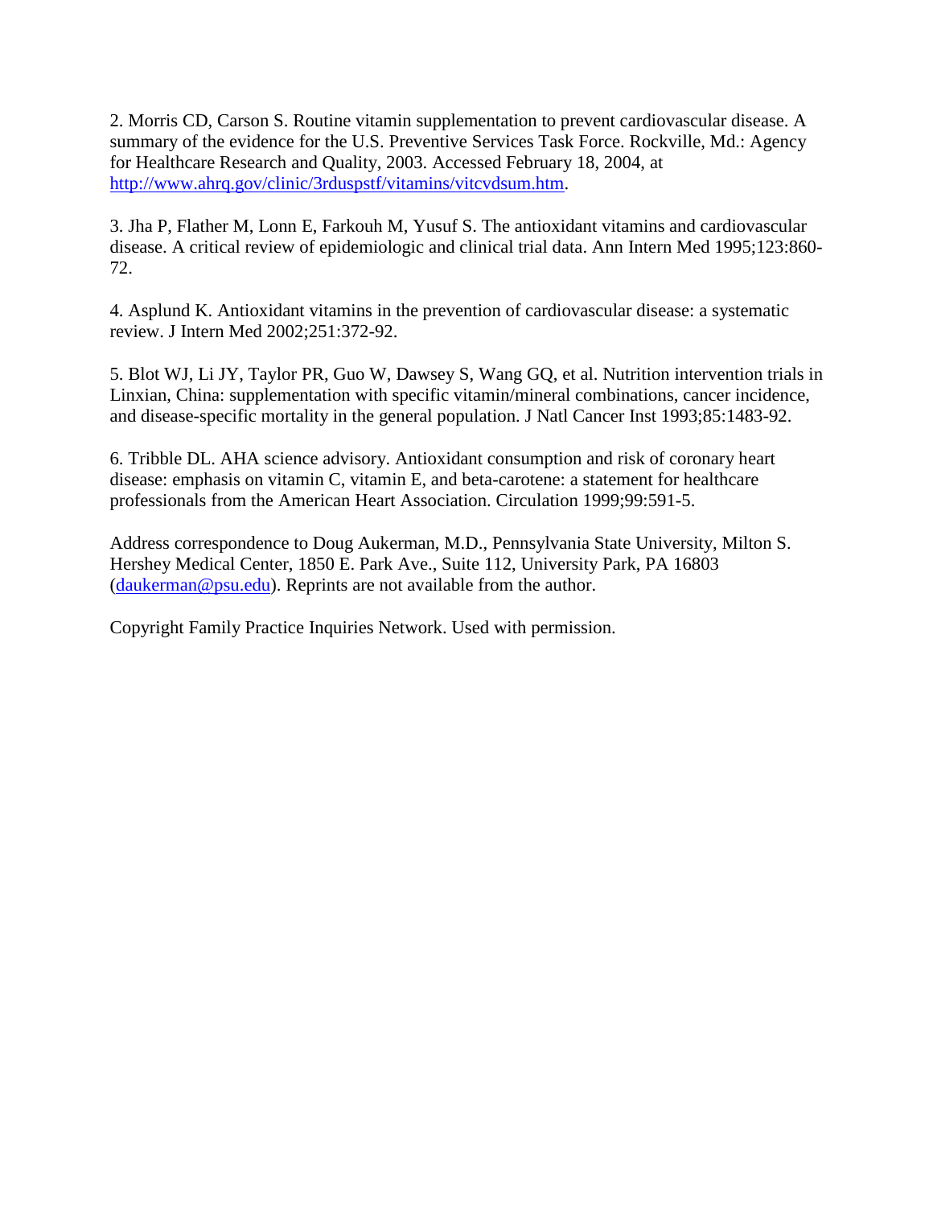2. Morris CD, Carson S. Routine vitamin supplementation to prevent cardiovascular disease. A summary of the evidence for the U.S. Preventive Services Task Force. Rockville, Md.: Agency for Healthcare Research and Quality, 2003. Accessed February 18, 2004, at http://www.ahrq.gov/clinic/3rduspstf/vitamins/vitcvdsum.htm.

3. Jha P, Flather M, Lonn E, Farkouh M, Yusuf S. The antioxidant vitamins and cardiovascular disease. A critical review of epidemiologic and clinical trial data. Ann Intern Med 1995;123:860-72.

4. Asplund K. Antioxidant vitamins in the prevention of cardiovascular disease: a systematic review. J Intern Med 2002;251:372-92.

5. Blot WJ, Li JY, Taylor PR, Guo W, Dawsey S, Wang GQ, et al. Nutrition intervention trials in Linxian, China: supplementation with specific vitamin/mineral combinations, cancer incidence, and disease-specific mortality in the general population. J Natl Cancer Inst 1993;85:1483-92.

6. Tribble DL. AHA science advisory. Antioxidant consumption and risk of coronary heart disease: emphasis on vitamin C, vitamin E, and beta-carotene: a statement for healthcare professionals from the American Heart Association. Circulation 1999;99:591-5.

Address correspondence to Doug Aukerman, M.D., Pennsylvania State University, Milton S. Hershey Medical Center, 1850 E. Park Ave., Suite 112, University Park, PA 16803 (daukerman@psu.edu). Reprints are not available from the author.

Copyright Family Practice Inquiries Network. Used with permission.